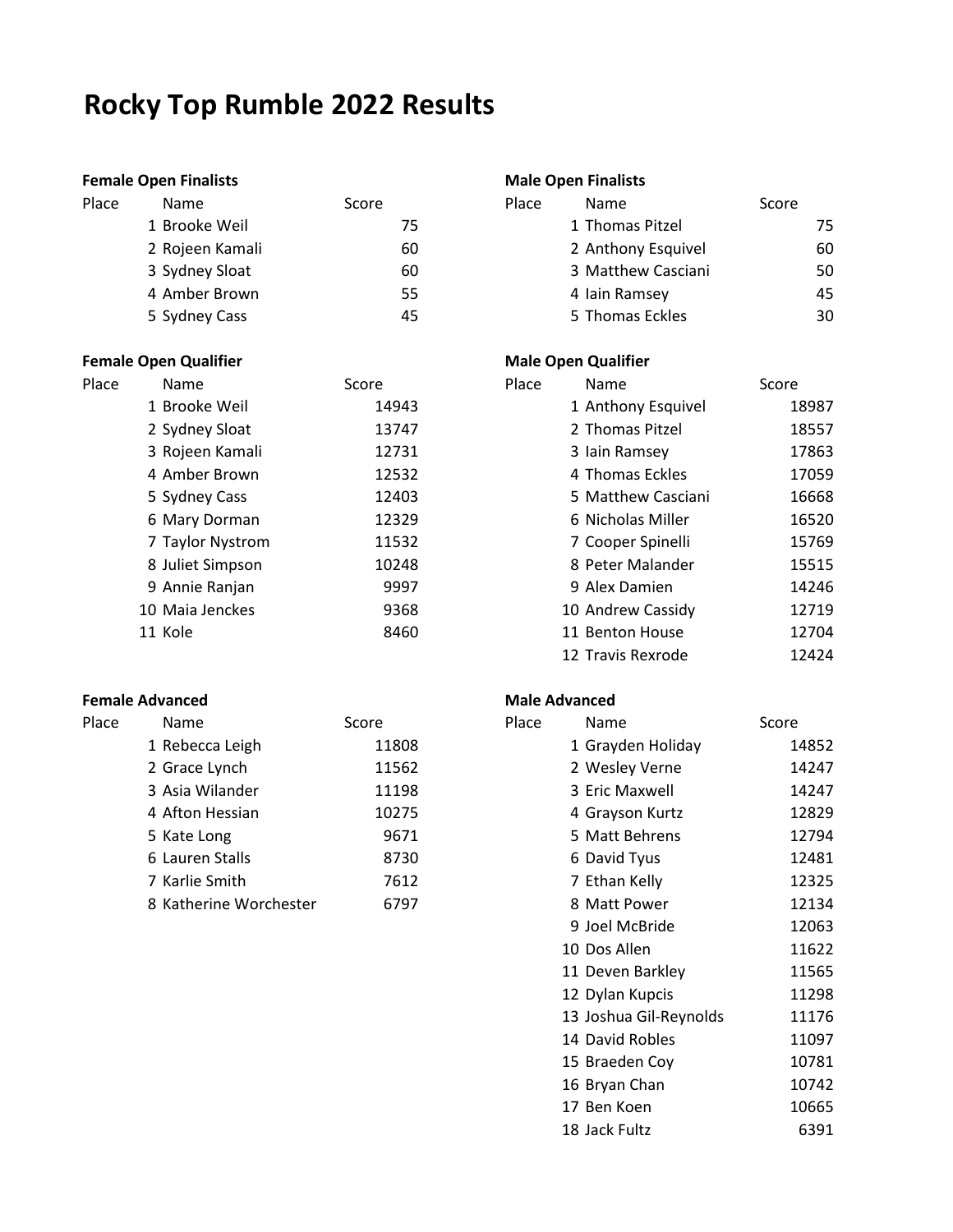# Rocky Top Rumble 2022 Results

**Female Open Finalists**

| Place | Name | Score |
|---|---|---|
| 1 | Brooke Weil | 75 |
| 2 | Rojeen Kamali | 60 |
| 3 | Sydney Sloat | 60 |
| 4 | Amber Brown | 55 |
| 5 | Sydney Cass | 45 |

**Male Open Finalists**

| Place | Name | Score |
|---|---|---|
| 1 | Thomas Pitzel | 75 |
| 2 | Anthony Esquivel | 60 |
| 3 | Matthew Casciani | 50 |
| 4 | Iain Ramsey | 45 |
| 5 | Thomas Eckles | 30 |

**Female Open Qualifier**

| Place | Name | Score |
|---|---|---|
| 1 | Brooke Weil | 14943 |
| 2 | Sydney Sloat | 13747 |
| 3 | Rojeen Kamali | 12731 |
| 4 | Amber Brown | 12532 |
| 5 | Sydney Cass | 12403 |
| 6 | Mary Dorman | 12329 |
| 7 | Taylor Nystrom | 11532 |
| 8 | Juliet Simpson | 10248 |
| 9 | Annie Ranjan | 9997 |
| 10 | Maia Jenckes | 9368 |
| 11 | Kole | 8460 |

**Male Open Qualifier**

| Place | Name | Score |
|---|---|---|
| 1 | Anthony Esquivel | 18987 |
| 2 | Thomas Pitzel | 18557 |
| 3 | Iain Ramsey | 17863 |
| 4 | Thomas Eckles | 17059 |
| 5 | Matthew Casciani | 16668 |
| 6 | Nicholas Miller | 16520 |
| 7 | Cooper Spinelli | 15769 |
| 8 | Peter Malander | 15515 |
| 9 | Alex Damien | 14246 |
| 10 | Andrew Cassidy | 12719 |
| 11 | Benton House | 12704 |
| 12 | Travis Rexrode | 12424 |

**Female Advanced**

| Place | Name | Score |
|---|---|---|
| 1 | Rebecca Leigh | 11808 |
| 2 | Grace Lynch | 11562 |
| 3 | Asia Wilander | 11198 |
| 4 | Afton Hessian | 10275 |
| 5 | Kate Long | 9671 |
| 6 | Lauren Stalls | 8730 |
| 7 | Karlie Smith | 7612 |
| 8 | Katherine Worchester | 6797 |

**Male Advanced**

| Place | Name | Score |
|---|---|---|
| 1 | Grayden Holiday | 14852 |
| 2 | Wesley Verne | 14247 |
| 3 | Eric Maxwell | 14247 |
| 4 | Grayson Kurtz | 12829 |
| 5 | Matt Behrens | 12794 |
| 6 | David Tyus | 12481 |
| 7 | Ethan Kelly | 12325 |
| 8 | Matt Power | 12134 |
| 9 | Joel McBride | 12063 |
| 10 | Dos Allen | 11622 |
| 11 | Deven Barkley | 11565 |
| 12 | Dylan Kupcis | 11298 |
| 13 | Joshua Gil-Reynolds | 11176 |
| 14 | David Robles | 11097 |
| 15 | Braeden Coy | 10781 |
| 16 | Bryan Chan | 10742 |
| 17 | Ben Koen | 10665 |
| 18 | Jack Fultz | 6391 |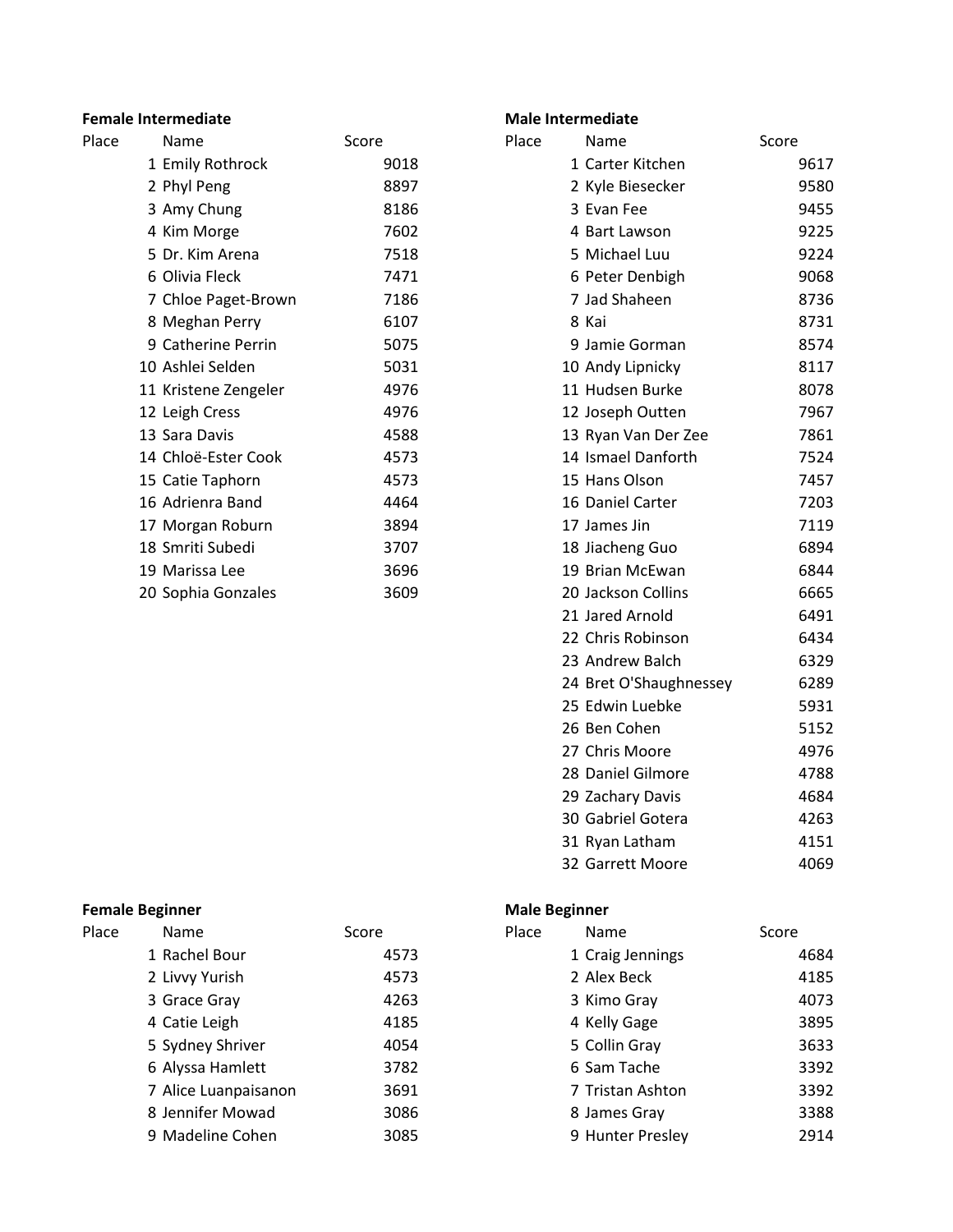**Female Intermediate**

| Place | Name | Score |
|---|---|---|
| 1 | Emily Rothrock | 9018 |
| 2 | Phyl Peng | 8897 |
| 3 | Amy Chung | 8186 |
| 4 | Kim Morge | 7602 |
| 5 | Dr. Kim Arena | 7518 |
| 6 | Olivia Fleck | 7471 |
| 7 | Chloe Paget-Brown | 7186 |
| 8 | Meghan Perry | 6107 |
| 9 | Catherine Perrin | 5075 |
| 10 | Ashlei Selden | 5031 |
| 11 | Kristene Zengeler | 4976 |
| 12 | Leigh Cress | 4976 |
| 13 | Sara Davis | 4588 |
| 14 | Chloë-Ester Cook | 4573 |
| 15 | Catie Taphorn | 4573 |
| 16 | Adrienra Band | 4464 |
| 17 | Morgan Roburn | 3894 |
| 18 | Smriti Subedi | 3707 |
| 19 | Marissa Lee | 3696 |
| 20 | Sophia Gonzales | 3609 |

**Male Intermediate**

| Place | Name | Score |
|---|---|---|
| 1 | Carter Kitchen | 9617 |
| 2 | Kyle Biesecker | 9580 |
| 3 | Evan Fee | 9455 |
| 4 | Bart Lawson | 9225 |
| 5 | Michael Luu | 9224 |
| 6 | Peter Denbigh | 9068 |
| 7 | Jad Shaheen | 8736 |
| 8 | Kai | 8731 |
| 9 | Jamie Gorman | 8574 |
| 10 | Andy Lipnicky | 8117 |
| 11 | Hudsen Burke | 8078 |
| 12 | Joseph Outten | 7967 |
| 13 | Ryan Van Der Zee | 7861 |
| 14 | Ismael Danforth | 7524 |
| 15 | Hans Olson | 7457 |
| 16 | Daniel Carter | 7203 |
| 17 | James Jin | 7119 |
| 18 | Jiacheng Guo | 6894 |
| 19 | Brian McEwan | 6844 |
| 20 | Jackson Collins | 6665 |
| 21 | Jared Arnold | 6491 |
| 22 | Chris Robinson | 6434 |
| 23 | Andrew Balch | 6329 |
| 24 | Bret O'Shaughnessey | 6289 |
| 25 | Edwin Luebke | 5931 |
| 26 | Ben Cohen | 5152 |
| 27 | Chris Moore | 4976 |
| 28 | Daniel Gilmore | 4788 |
| 29 | Zachary Davis | 4684 |
| 30 | Gabriel Gotera | 4263 |
| 31 | Ryan Latham | 4151 |
| 32 | Garrett Moore | 4069 |

**Female Beginner**

| Place | Name | Score |
|---|---|---|
| 1 | Rachel Bour | 4573 |
| 2 | Livvy Yurish | 4573 |
| 3 | Grace Gray | 4263 |
| 4 | Catie Leigh | 4185 |
| 5 | Sydney Shriver | 4054 |
| 6 | Alyssa Hamlett | 3782 |
| 7 | Alice Luanpaisanon | 3691 |
| 8 | Jennifer Mowad | 3086 |
| 9 | Madeline Cohen | 3085 |

**Male Beginner**

| Place | Name | Score |
|---|---|---|
| 1 | Craig Jennings | 4684 |
| 2 | Alex Beck | 4185 |
| 3 | Kimo Gray | 4073 |
| 4 | Kelly Gage | 3895 |
| 5 | Collin Gray | 3633 |
| 6 | Sam Tache | 3392 |
| 7 | Tristan Ashton | 3392 |
| 8 | James Gray | 3388 |
| 9 | Hunter Presley | 2914 |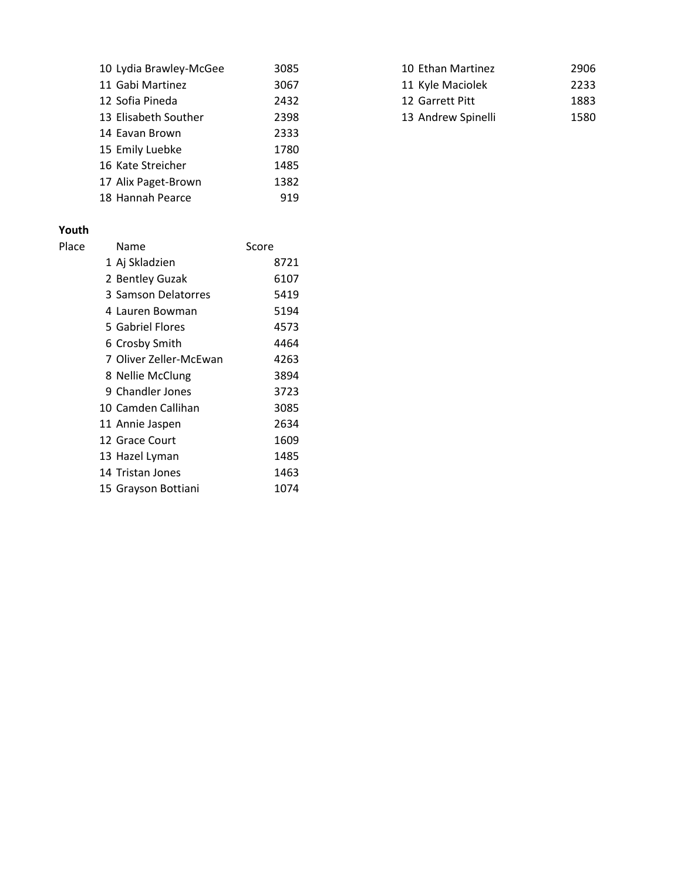| | | |
|---|---|---|
| 10 | Lydia Brawley-McGee | 3085 |
| 11 | Gabi Martinez | 3067 |
| 12 | Sofia Pineda | 2432 |
| 13 | Elisabeth Souther | 2398 |
| 14 | Eavan Brown | 2333 |
| 15 | Emily Luebke | 1780 |
| 16 | Kate Streicher | 1485 |
| 17 | Alix Paget-Brown | 1382 |
| 18 | Hannah Pearce | 919 |

| | | |
|---|---|---|
| 10 | Ethan Martinez | 2906 |
| 11 | Kyle Maciolek | 2233 |
| 12 | Garrett Pitt | 1883 |
| 13 | Andrew Spinelli | 1580 |

**Youth**

| Place | Name | Score |
|---|---|---|
| 1 | Aj Skladzien | 8721 |
| 2 | Bentley Guzak | 6107 |
| 3 | Samson Delatorres | 5419 |
| 4 | Lauren Bowman | 5194 |
| 5 | Gabriel Flores | 4573 |
| 6 | Crosby Smith | 4464 |
| 7 | Oliver Zeller-McEwan | 4263 |
| 8 | Nellie McClung | 3894 |
| 9 | Chandler Jones | 3723 |
| 10 | Camden Callihan | 3085 |
| 11 | Annie Jaspen | 2634 |
| 12 | Grace Court | 1609 |
| 13 | Hazel Lyman | 1485 |
| 14 | Tristan Jones | 1463 |
| 15 | Grayson Bottiani | 1074 |